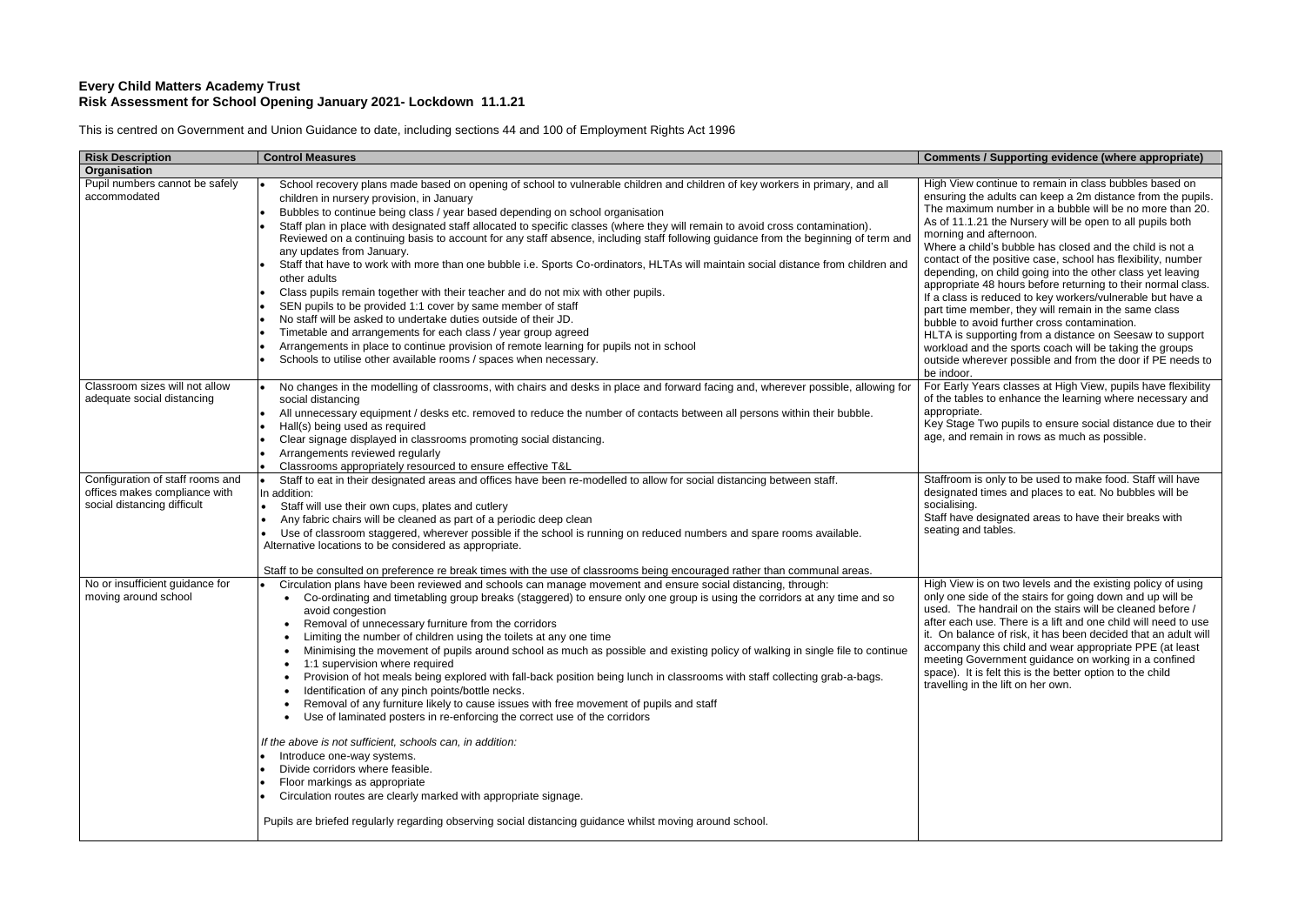**Every Child Matters Academy Trust**
**Risk Assessment for School Opening January 2021- Lockdown 11.1.21**

This is centred on Government and Union Guidance to date, including sections 44 and 100 of Employment Rights Act 1996

| Risk Description | Control Measures | Comments / Supporting evidence (where appropriate) |
|---|---|---|
| **Organisation** | | |
| Pupil numbers cannot be safely accommodated | • School recovery plans made based on opening of school to vulnerable children and children of key workers in primary, and all children in nursery provision, in January<br>• Bubbles to continue being class / year based depending on school organisation<br>• Staff plan in place with designated staff allocated to specific classes (where they will remain to avoid cross contamination). Reviewed on a continuing basis to account for any staff absence, including staff following guidance from the beginning of term and any updates from January.<br>• Staff that have to work with more than one bubble i.e. Sports Co-ordinators, HLTAs will maintain social distance from children and other adults<br>• Class pupils remain together with their teacher and do not mix with other pupils.<br>• SEN pupils to be provided 1:1 cover by same member of staff<br>• No staff will be asked to undertake duties outside of their JD.<br>• Timetable and arrangements for each class / year group agreed<br>• Arrangements in place to continue provision of remote learning for pupils not in school<br>• Schools to utilise other available rooms / spaces when necessary. | High View continue to remain in class bubbles based on ensuring the adults can keep a 2m distance from the pupils. The maximum number in a bubble will be no more than 20. As of 11.1.21 the Nursery will be open to all pupils both morning and afternoon.<br>Where a child's bubble has closed and the child is not a contact of the positive case, school has flexibility, number depending, on child going into the other class yet leaving appropriate 48 hours before returning to their normal class. If a class is reduced to key workers/vulnerable but have a part time member, they will remain in the same class bubble to avoid further cross contamination.<br>HLTA is supporting from a distance on Seesaw to support workload and the sports coach will be taking the groups outside wherever possible and from the door if PE needs to be indoor. |
| Classroom sizes will not allow adequate social distancing | • No changes in the modelling of classrooms, with chairs and desks in place and forward facing and, wherever possible, allowing for social distancing<br>• All unnecessary equipment / desks etc. removed to reduce the number of contacts between all persons within their bubble.<br>• Hall(s) being used as required<br>• Clear signage displayed in classrooms promoting social distancing.<br>• Arrangements reviewed regularly<br>• Classrooms appropriately resourced to ensure effective T&L | For Early Years classes at High View, pupils have flexibility of the tables to enhance the learning where necessary and appropriate.<br>Key Stage Two pupils to ensure social distance due to their age, and remain in rows as much as possible. |
| Configuration of staff rooms and offices makes compliance with social distancing difficult | • Staff to eat in their designated areas and offices have been re-modelled to allow for social distancing between staff.<br>In addition:<br>• Staff will use their own cups, plates and cutlery<br>• Any fabric chairs will be cleaned as part of a periodic deep clean<br>• Use of classroom staggered, wherever possible if the school is running on reduced numbers and spare rooms available.<br>Alternative locations to be considered as appropriate.<br><br>Staff to be consulted on preference re break times with the use of classrooms being encouraged rather than communal areas. | Staffroom is only to be used to make food. Staff will have designated times and places to eat. No bubbles will be socialising.<br>Staff have designated areas to have their breaks with seating and tables. |
| No or insufficient guidance for moving around school | • Circulation plans have been reviewed and schools can manage movement and ensure social distancing, through:<br>  ◦ Co-ordinating and timetabling group breaks (staggered) to ensure only one group is using the corridors at any time and so avoid congestion<br>  ◦ Removal of unnecessary furniture from the corridors<br>  ◦ Limiting the number of children using the toilets at any one time<br>  ◦ Minimising the movement of pupils around school as much as possible and existing policy of walking in single file to continue<br>  ◦ 1:1 supervision where required<br>  ◦ Provision of hot meals being explored with fall-back position being lunch in classrooms with staff collecting grab-a-bags.<br>  ◦ Identification of any pinch points/bottle necks.<br>  ◦ Removal of any furniture likely to cause issues with free movement of pupils and staff<br>  ◦ Use of laminated posters in re-enforcing the correct use of the corridors<br><br>*If the above is not sufficient, schools can, in addition:*<br>• Introduce one-way systems.<br>• Divide corridors where feasible.<br>• Floor markings as appropriate<br>• Circulation routes are clearly marked with appropriate signage.<br><br>Pupils are briefed regularly regarding observing social distancing guidance whilst moving around school. | High View is on two levels and the existing policy of using only one side of the stairs for going down and up will be used. The handrail on the stairs will be cleaned before / after each use. There is a lift and one child will need to use it. On balance of risk, it has been decided that an adult will accompany this child and wear appropriate PPE (at least meeting Government guidance on working in a confined space). It is felt this is the better option to the child travelling in the lift on her own. |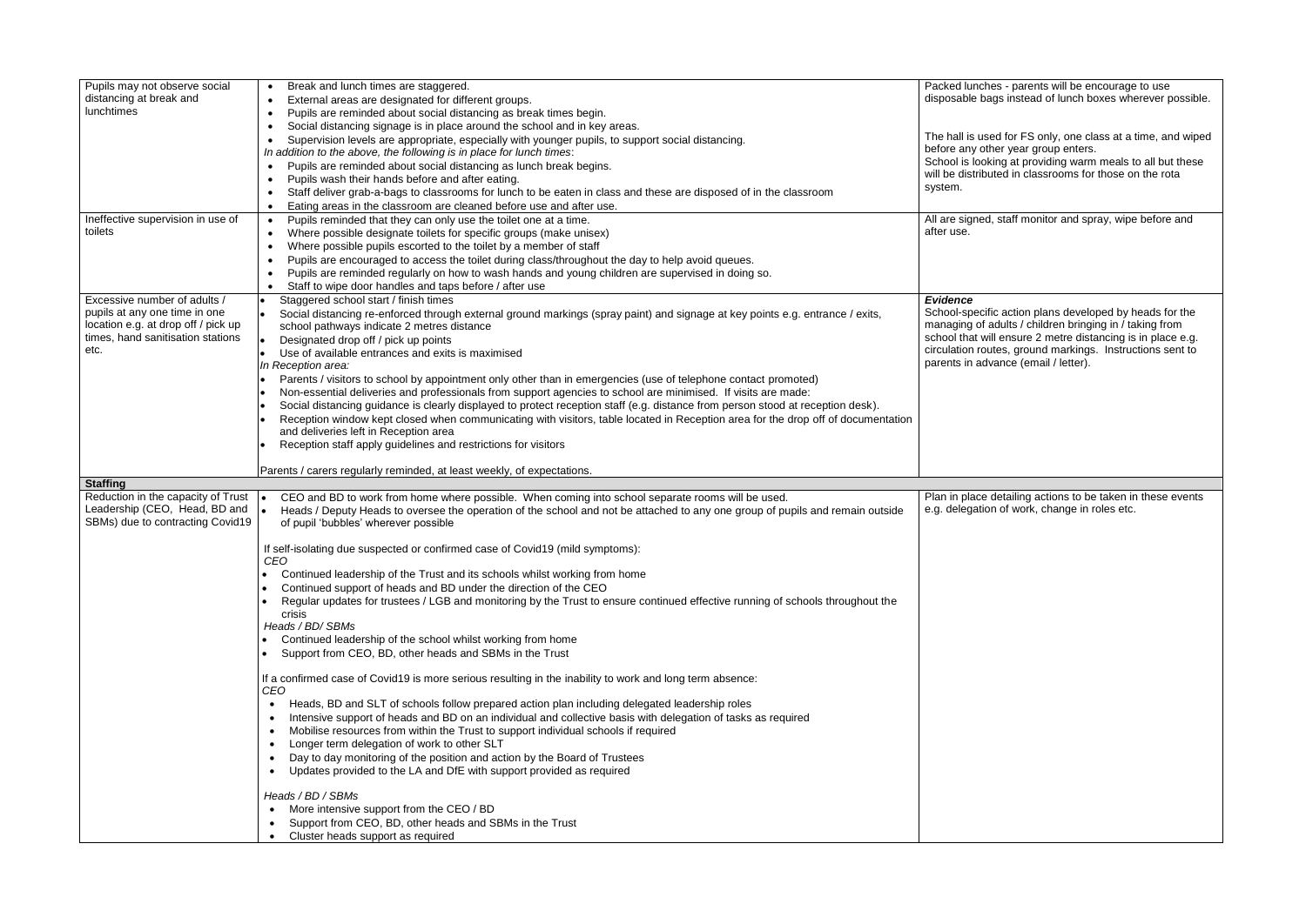| | | |
|---|---|---|
| Pupils may not observe social distancing at break and lunchtimes | • Break and lunch times are staggered.<br>• External areas are designated for different groups.<br>• Pupils are reminded about social distancing as break times begin.<br>• Social distancing signage is in place around the school and in key areas.<br>• Supervision levels are appropriate, especially with younger pupils, to support social distancing.<br>*In addition to the above, the following is in place for lunch times*:<br>• Pupils are reminded about social distancing as lunch break begins.<br>• Pupils wash their hands before and after eating.<br>• Staff deliver grab-a-bags to classrooms for lunch to be eaten in class and these are disposed of in the classroom<br>• Eating areas in the classroom are cleaned before use and after use. | Packed lunches - parents will be encourage to use disposable bags instead of lunch boxes wherever possible.<br><br>The hall is used for FS only, one class at a time, and wiped before any other year group enters.<br>School is looking at providing warm meals to all but these will be distributed in classrooms for those on the rota system. |
| Ineffective supervision in use of toilets | • Pupils reminded that they can only use the toilet one at a time.<br>• Where possible designate toilets for specific groups (make unisex)<br>• Where possible pupils escorted to the toilet by a member of staff<br>• Pupils are encouraged to access the toilet during class/throughout the day to help avoid queues.<br>• Pupils are reminded regularly on how to wash hands and young children are supervised in doing so.<br>• Staff to wipe door handles and taps before / after use | All are signed, staff monitor and spray, wipe before and after use. |
| Excessive number of adults / pupils at any one time in one location e.g. at drop off / pick up times, hand sanitisation stations etc. | • Staggered school start / finish times<br>• Social distancing re-enforced through external ground markings (spray paint) and signage at key points e.g. entrance / exits, school pathways indicate 2 metres distance<br>• Designated drop off / pick up points<br>• Use of available entrances and exits is maximised<br>*In Reception area:*<br>• Parents / visitors to school by appointment only other than in emergencies (use of telephone contact promoted)<br>• Non-essential deliveries and professionals from support agencies to school are minimised. If visits are made:<br>• Social distancing guidance is clearly displayed to protect reception staff (e.g. distance from person stood at reception desk).<br>• Reception window kept closed when communicating with visitors, table located in Reception area for the drop off of documentation and deliveries left in Reception area<br>• Reception staff apply guidelines and restrictions for visitors<br><br>Parents / carers regularly reminded, at least weekly, of expectations. | ***Evidence***<br>School-specific action plans developed by heads for the managing of adults / children bringing in / taking from school that will ensure 2 metre distancing is in place e.g. circulation routes, ground markings. Instructions sent to parents in advance (email / letter). |
| **Staffing** | | |
| Reduction in the capacity of Trust Leadership (CEO, Head, BD and SBMs) due to contracting Covid19 | • CEO and BD to work from home where possible. When coming into school separate rooms will be used.<br>• Heads / Deputy Heads to oversee the operation of the school and not be attached to any one group of pupils and remain outside of pupil 'bubbles' wherever possible<br><br>If self-isolating due suspected or confirmed case of Covid19 (mild symptoms):<br>*CEO*<br>• Continued leadership of the Trust and its schools whilst working from home<br>• Continued support of heads and BD under the direction of the CEO<br>• Regular updates for trustees / LGB and monitoring by the Trust to ensure continued effective running of schools throughout the crisis<br>*Heads / BD/ SBMs*<br>• Continued leadership of the school whilst working from home<br>• Support from CEO, BD, other heads and SBMs in the Trust<br><br>If a confirmed case of Covid19 is more serious resulting in the inability to work and long term absence:<br>*CEO*<br>• Heads, BD and SLT of schools follow prepared action plan including delegated leadership roles<br>• Intensive support of heads and BD on an individual and collective basis with delegation of tasks as required<br>• Mobilise resources from within the Trust to support individual schools if required<br>• Longer term delegation of work to other SLT<br>• Day to day monitoring of the position and action by the Board of Trustees<br>• Updates provided to the LA and DfE with support provided as required<br><br>*Heads / BD / SBMs*<br>• More intensive support from the CEO / BD<br>• Support from CEO, BD, other heads and SBMs in the Trust<br>• Cluster heads support as required | Plan in place detailing actions to be taken in these events e.g. delegation of work, change in roles etc. |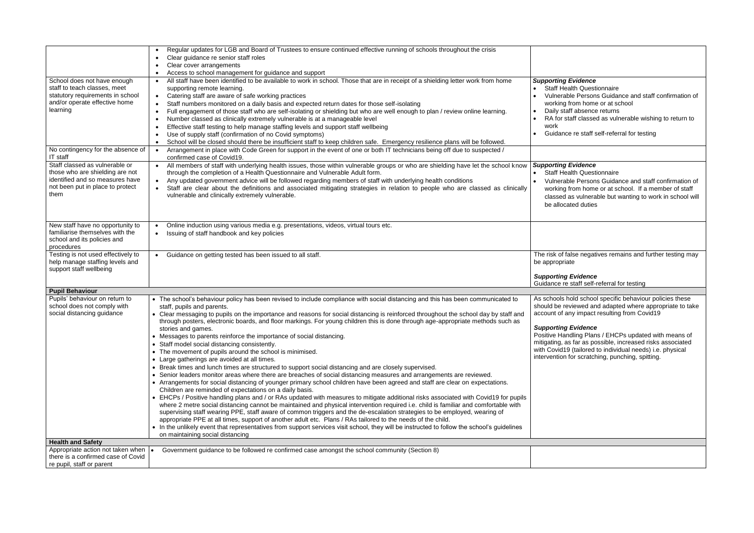| | | |
|---|---|---|
| | • Regular updates for LGB and Board of Trustees to ensure continued effective running of schools throughout the crisis<br>• Clear guidance re senior staff roles<br>• Clear cover arrangements<br>• Access to school management for guidance and support | |
| School does not have enough staff to teach classes, meet statutory requirements in school and/or operate effective home learning | • All staff have been identified to be available to work in school. Those that are in receipt of a shielding letter work from home supporting remote learning.<br>• Catering staff are aware of safe working practices<br>• Staff numbers monitored on a daily basis and expected return dates for those self-isolating<br>• Full engagement of those staff who are self-isolating or shielding but who are well enough to plan / review online learning.<br>• Number classed as clinically extremely vulnerable is at a manageable level<br>• Effective staff testing to help manage staffing levels and support staff wellbeing<br>• Use of supply staff (confirmation of no Covid symptoms)<br>• School will be closed should there be insufficient staff to keep children safe. Emergency resilience plans will be followed. | ***Supporting Evidence***<br>• Staff Health Questionnaire<br>• Vulnerable Persons Guidance and staff confirmation of working from home or at school<br>• Daily staff absence returns<br>• RA for staff classed as vulnerable wishing to return to work<br>• Guidance re staff self-referral for testing |
| No contingency for the absence of IT staff | • Arrangement in place with Code Green for support in the event of one or both IT technicians being off due to suspected / confirmed case of Covid19. | |
| Staff classed as vulnerable or those who are shielding are not identified and so measures have not been put in place to protect them | • All members of staff with underlying health issues, those within vulnerable groups or who are shielding have let the school know through the completion of a Health Questionnaire and Vulnerable Adult form.<br>• Any updated government advice will be followed regarding members of staff with underlying health conditions<br>• Staff are clear about the definitions and associated mitigating strategies in relation to people who are classed as clinically vulnerable and clinically extremely vulnerable. | ***Supporting Evidence***<br>• Staff Health Questionnaire<br>• Vulnerable Persons Guidance and staff confirmation of working from home or at school. If a member of staff classed as vulnerable but wanting to work in school will be allocated duties |
| New staff have no opportunity to familiarise themselves with the school and its policies and procedures | • Online induction using various media e.g. presentations, videos, virtual tours etc.<br>• Issuing of staff handbook and key policies | |
| Testing is not used effectively to help manage staffing levels and support staff wellbeing | • Guidance on getting tested has been issued to all staff. | The risk of false negatives remains and further testing may be appropriate<br><br>***Supporting Evidence***<br>Guidance re staff self-referral for testing |
| **Pupil Behaviour** | | |
| Pupils' behaviour on return to school does not comply with social distancing guidance | • The school's behaviour policy has been revised to include compliance with social distancing and this has been communicated to staff, pupils and parents.<br>• Clear messaging to pupils on the importance and reasons for social distancing is reinforced throughout the school day by staff and through posters, electronic boards, and floor markings. For young children this is done through age-appropriate methods such as stories and games.<br>• Messages to parents reinforce the importance of social distancing.<br>• Staff model social distancing consistently.<br>• The movement of pupils around the school is minimised.<br>• Large gatherings are avoided at all times.<br>• Break times and lunch times are structured to support social distancing and are closely supervised.<br>• Senior leaders monitor areas where there are breaches of social distancing measures and arrangements are reviewed.<br>• Arrangements for social distancing of younger primary school children have been agreed and staff are clear on expectations. Children are reminded of expectations on a daily basis.<br>• EHCPs / Positive handling plans and / or RAs updated with measures to mitigate additional risks associated with Covid19 for pupils where 2 metre social distancing cannot be maintained and physical intervention required i.e. child is familiar and comfortable with supervising staff wearing PPE, staff aware of common triggers and the de-escalation strategies to be employed, wearing of appropriate PPE at all times, support of another adult etc. Plans / RAs tailored to the needs of the child.<br>• In the unlikely event that representatives from support services visit school, they will be instructed to follow the school's guidelines on maintaining social distancing | As schools hold school specific behaviour policies these should be reviewed and adapted where appropriate to take account of any impact resulting from Covid19<br><br>***Supporting Evidence***<br>Positive Handling Plans / EHCPs updated with means of mitigating, as far as possible, increased risks associated with Covid19 (tailored to individual needs) i.e. physical intervention for scratching, punching, spitting. |
| **Health and Safety** | | |
| Appropriate action not taken when there is a confirmed case of Covid re pupil, staff or parent | • Government guidance to be followed re confirmed case amongst the school community (Section 8) | |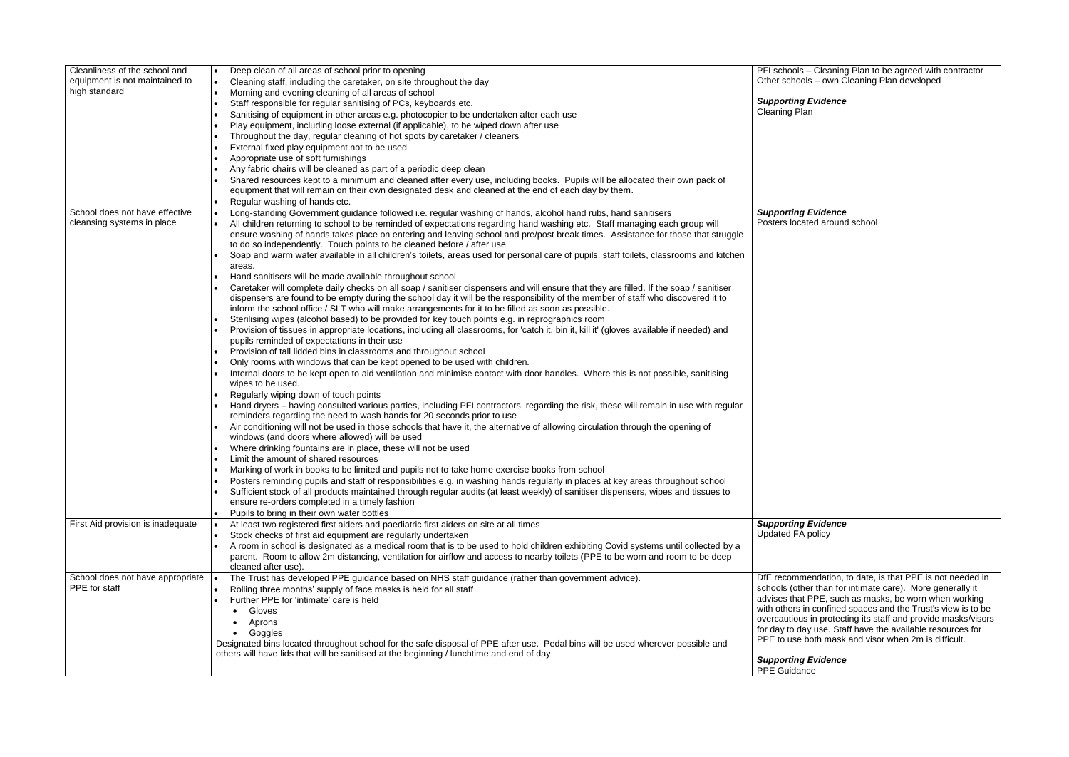| | | |
|---|---|---|
| Cleanliness of the school and equipment is not maintained to high standard | • Deep clean of all areas of school prior to opening<br>• Cleaning staff, including the caretaker, on site throughout the day<br>• Morning and evening cleaning of all areas of school<br>• Staff responsible for regular sanitising of PCs, keyboards etc.<br>• Sanitising of equipment in other areas e.g. photocopier to be undertaken after each use<br>• Play equipment, including loose external (if applicable), to be wiped down after use<br>• Throughout the day, regular cleaning of hot spots by caretaker / cleaners<br>• External fixed play equipment not to be used<br>• Appropriate use of soft furnishings<br>• Any fabric chairs will be cleaned as part of a periodic deep clean<br>• Shared resources kept to a minimum and cleaned after every use, including books. Pupils will be allocated their own pack of equipment that will remain on their own designated desk and cleaned at the end of each day by them.<br>• Regular washing of hands etc. | PFI schools – Cleaning Plan to be agreed with contractor<br>Other schools – own Cleaning Plan developed<br><br>***Supporting Evidence***<br>Cleaning Plan |
| School does not have effective cleansing systems in place | • Long-standing Government guidance followed i.e. regular washing of hands, alcohol hand rubs, hand sanitisers<br>• All children returning to school to be reminded of expectations regarding hand washing etc. Staff managing each group will ensure washing of hands takes place on entering and leaving school and pre/post break times. Assistance for those that struggle to do so independently. Touch points to be cleaned before / after use.<br>• Soap and warm water available in all children's toilets, areas used for personal care of pupils, staff toilets, classrooms and kitchen areas.<br>• Hand sanitisers will be made available throughout school<br>• Caretaker will complete daily checks on all soap / sanitiser dispensers and will ensure that they are filled. If the soap / sanitiser dispensers are found to be empty during the school day it will be the responsibility of the member of staff who discovered it to inform the school office / SLT who will make arrangements for it to be filled as soon as possible.<br>• Sterilising wipes (alcohol based) to be provided for key touch points e.g. in reprographics room<br>• Provision of tissues in appropriate locations, including all classrooms, for 'catch it, bin it, kill it' (gloves available if needed) and pupils reminded of expectations in their use<br>• Provision of tall lidded bins in classrooms and throughout school<br>• Only rooms with windows that can be kept opened to be used with children.<br>• Internal doors to be kept open to aid ventilation and minimise contact with door handles. Where this is not possible, sanitising wipes to be used.<br>• Regularly wiping down of touch points<br>• Hand dryers – having consulted various parties, including PFI contractors, regarding the risk, these will remain in use with regular reminders regarding the need to wash hands for 20 seconds prior to use<br>• Air conditioning will not be used in those schools that have it, the alternative of allowing circulation through the opening of windows (and doors where allowed) will be used<br>• Where drinking fountains are in place, these will not be used<br>• Limit the amount of shared resources<br>• Marking of work in books to be limited and pupils not to take home exercise books from school<br>• Posters reminding pupils and staff of responsibilities e.g. in washing hands regularly in places at key areas throughout school<br>• Sufficient stock of all products maintained through regular audits (at least weekly) of sanitiser dispensers, wipes and tissues to ensure re-orders completed in a timely fashion<br>• Pupils to bring in their own water bottles | ***Supporting Evidence***<br>Posters located around school |
| First Aid provision is inadequate | • At least two registered first aiders and paediatric first aiders on site at all times<br>• Stock checks of first aid equipment are regularly undertaken<br>• A room in school is designated as a medical room that is to be used to hold children exhibiting Covid systems until collected by a parent. Room to allow 2m distancing, ventilation for airflow and access to nearby toilets (PPE to be worn and room to be deep cleaned after use). | ***Supporting Evidence***<br>Updated FA policy |
| School does not have appropriate PPE for staff | • The Trust has developed PPE guidance based on NHS staff guidance (rather than government advice).<br>• Rolling three months' supply of face masks is held for all staff<br>• Further PPE for 'intimate' care is held<br>&nbsp;&nbsp;• Gloves<br>&nbsp;&nbsp;• Aprons<br>&nbsp;&nbsp;• Goggles<br>Designated bins located throughout school for the safe disposal of PPE after use. Pedal bins will be used wherever possible and others will have lids that will be sanitised at the beginning / lunchtime and end of day | DfE recommendation, to date, is that PPE is not needed in schools (other than for intimate care). More generally it advises that PPE, such as masks, be worn when working with others in confined spaces and the Trust's view is to be overcautious in protecting its staff and provide masks/visors for day to day use. Staff have the available resources for PPE to use both mask and visor when 2m is difficult.<br><br>***Supporting Evidence***<br>PPE Guidance |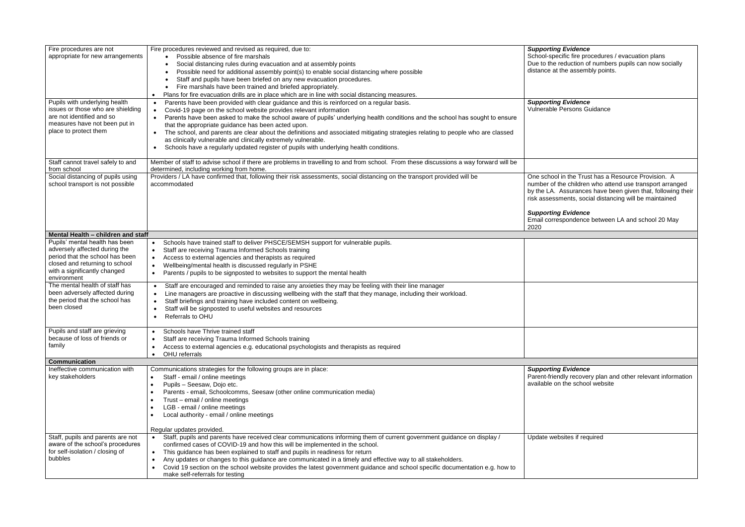| | | |
|---|---|---|
| Fire procedures are not appropriate for new arrangements | Fire procedures reviewed and revised as required, due to:<br>• Possible absence of fire marshals<br>• Social distancing rules during evacuation and at assembly points<br>• Possible need for additional assembly point(s) to enable social distancing where possible<br>• Staff and pupils have been briefed on any new evacuation procedures.<br>• Fire marshals have been trained and briefed appropriately.<br>• Plans for fire evacuation drills are in place which are in line with social distancing measures. | ***Supporting Evidence***<br>School-specific fire procedures / evacuation plans<br>Due to the reduction of numbers pupils can now socially distance at the assembly points. |
| Pupils with underlying health issues or those who are shielding are not identified and so measures have not been put in place to protect them | • Parents have been provided with clear guidance and this is reinforced on a regular basis.<br>• Covid-19 page on the school website provides relevant information<br>• Parents have been asked to make the school aware of pupils' underlying health conditions and the school has sought to ensure that the appropriate guidance has been acted upon.<br>• The school, and parents are clear about the definitions and associated mitigating strategies relating to people who are classed as clinically vulnerable and clinically extremely vulnerable.<br>• Schools have a regularly updated register of pupils with underlying health conditions. | ***Supporting Evidence***<br>Vulnerable Persons Guidance |
| Staff cannot travel safely to and from school | Member of staff to advise school if there are problems in travelling to and from school. From these discussions a way forward will be determined, including working from home. | |
| Social distancing of pupils using school transport is not possible | Providers / LA have confirmed that, following their risk assessments, social distancing on the transport provided will be accommodated | One school in the Trust has a Resource Provision. A number of the children who attend use transport arranged by the LA. Assurances have been given that, following their risk assessments, social distancing will be maintained<br><br>***Supporting Evidence***<br>Email correspondence between LA and school 20 May 2020 |
| **Mental Health – children and staff** | | |
| Pupils' mental health has been adversely affected during the period that the school has been closed and returning to school with a significantly changed environment | • Schools have trained staff to deliver PHSCE/SEMSH support for vulnerable pupils.<br>• Staff are receiving Trauma Informed Schools training<br>• Access to external agencies and therapists as required<br>• Wellbeing/mental health is discussed regularly in PSHE<br>• Parents / pupils to be signposted to websites to support the mental health | |
| The mental health of staff has been adversely affected during the period that the school has been closed | • Staff are encouraged and reminded to raise any anxieties they may be feeling with their line manager<br>• Line managers are proactive in discussing wellbeing with the staff that they manage, including their workload.<br>• Staff briefings and training have included content on wellbeing.<br>• Staff will be signposted to useful websites and resources<br>• Referrals to OHU | |
| Pupils and staff are grieving because of loss of friends or family | • Schools have Thrive trained staff<br>• Staff are receiving Trauma Informed Schools training<br>• Access to external agencies e.g. educational psychologists and therapists as required<br>• OHU referrals | |
| **Communication** | | |
| Ineffective communication with key stakeholders | Communications strategies for the following groups are in place:<br>• Staff - email / online meetings<br>• Pupils – Seesaw, Dojo etc.<br>• Parents - email, Schoolcomms, Seesaw (other online communication media)<br>• Trust – email / online meetings<br>• LGB - email / online meetings<br>• Local authority - email / online meetings<br><br>Regular updates provided. | ***Supporting Evidence***<br>Parent-friendly recovery plan and other relevant information available on the school website |
| Staff, pupils and parents are not aware of the school's procedures for self-isolation / closing of bubbles | • Staff, pupils and parents have received clear communications informing them of current government guidance on display / confirmed cases of COVID-19 and how this will be implemented in the school.<br>• This guidance has been explained to staff and pupils in readiness for return<br>• Any updates or changes to this guidance are communicated in a timely and effective way to all stakeholders.<br>• Covid 19 section on the school website provides the latest government guidance and school specific documentation e.g. how to make self-referrals for testing | Update websites if required |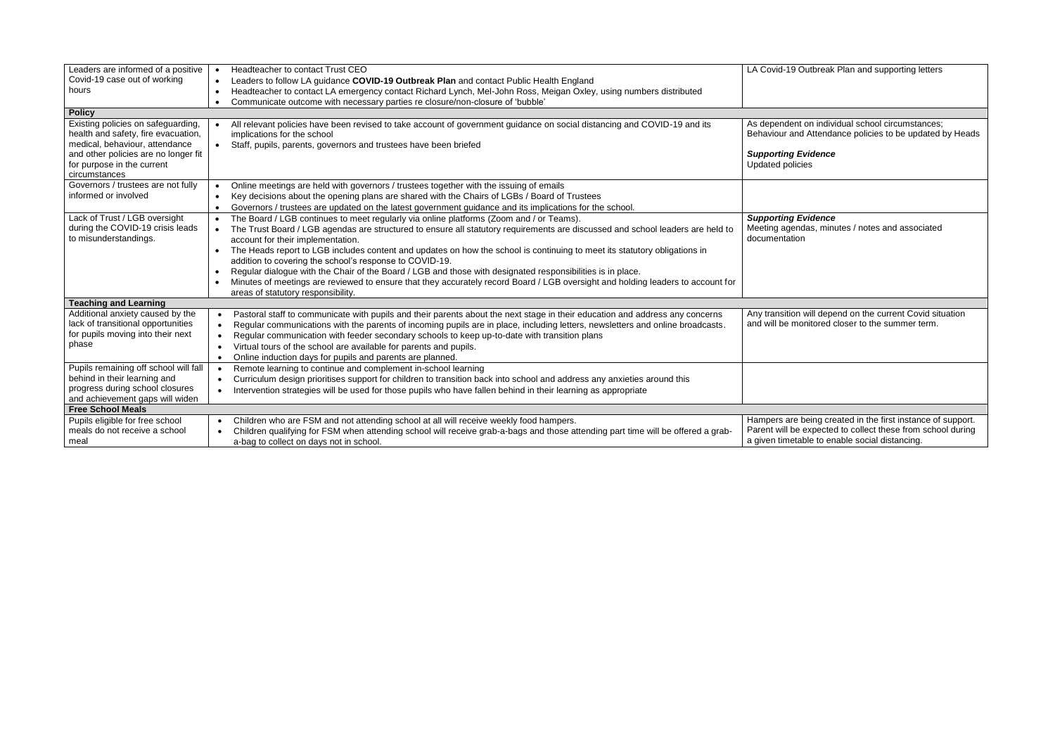| | | |
|---|---|---|
| Leaders are informed of a positive Covid-19 case out of working hours | • Headteacher to contact Trust CEO<br>• Leaders to follow LA guidance **COVID-19 Outbreak Plan** and contact Public Health England<br>• Headteacher to contact LA emergency contact Richard Lynch, Mel-John Ross, Meigan Oxley, using numbers distributed<br>• Communicate outcome with necessary parties re closure/non-closure of 'bubble' | LA Covid-19 Outbreak Plan and supporting letters |
| **Policy** | | |
| Existing policies on safeguarding, health and safety, fire evacuation, medical, behaviour, attendance and other policies are no longer fit for purpose in the current circumstances | • All relevant policies have been revised to take account of government guidance on social distancing and COVID-19 and its implications for the school<br>• Staff, pupils, parents, governors and trustees have been briefed | As dependent on individual school circumstances; Behaviour and Attendance policies to be updated by Heads<br><br>***Supporting Evidence***<br>Updated policies |
| Governors / trustees are not fully informed or involved | • Online meetings are held with governors / trustees together with the issuing of emails<br>• Key decisions about the opening plans are shared with the Chairs of LGBs / Board of Trustees<br>• Governors / trustees are updated on the latest government guidance and its implications for the school. | |
| Lack of Trust / LGB oversight during the COVID-19 crisis leads to misunderstandings. | • The Board / LGB continues to meet regularly via online platforms (Zoom and / or Teams).<br>• The Trust Board / LGB agendas are structured to ensure all statutory requirements are discussed and school leaders are held to account for their implementation.<br>• The Heads report to LGB includes content and updates on how the school is continuing to meet its statutory obligations in addition to covering the school's response to COVID-19.<br>• Regular dialogue with the Chair of the Board / LGB and those with designated responsibilities is in place.<br>• Minutes of meetings are reviewed to ensure that they accurately record Board / LGB oversight and holding leaders to account for areas of statutory responsibility. | ***Supporting Evidence***<br>Meeting agendas, minutes / notes and associated documentation |
| **Teaching and Learning** | | |
| Additional anxiety caused by the lack of transitional opportunities for pupils moving into their next phase | • Pastoral staff to communicate with pupils and their parents about the next stage in their education and address any concerns<br>• Regular communications with the parents of incoming pupils are in place, including letters, newsletters and online broadcasts.<br>• Regular communication with feeder secondary schools to keep up-to-date with transition plans<br>• Virtual tours of the school are available for parents and pupils.<br>• Online induction days for pupils and parents are planned. | Any transition will depend on the current Covid situation and will be monitored closer to the summer term. |
| Pupils remaining off school will fall behind in their learning and progress during school closures and achievement gaps will widen | • Remote learning to continue and complement in-school learning<br>• Curriculum design prioritises support for children to transition back into school and address any anxieties around this<br>• Intervention strategies will be used for those pupils who have fallen behind in their learning as appropriate | |
| **Free School Meals** | | |
| Pupils eligible for free school meals do not receive a school meal | • Children who are FSM and not attending school at all will receive weekly food hampers.<br>• Children qualifying for FSM when attending school will receive grab-a-bags and those attending part time will be offered a grab-a-bag to collect on days not in school. | Hampers are being created in the first instance of support. Parent will be expected to collect these from school during a given timetable to enable social distancing. |